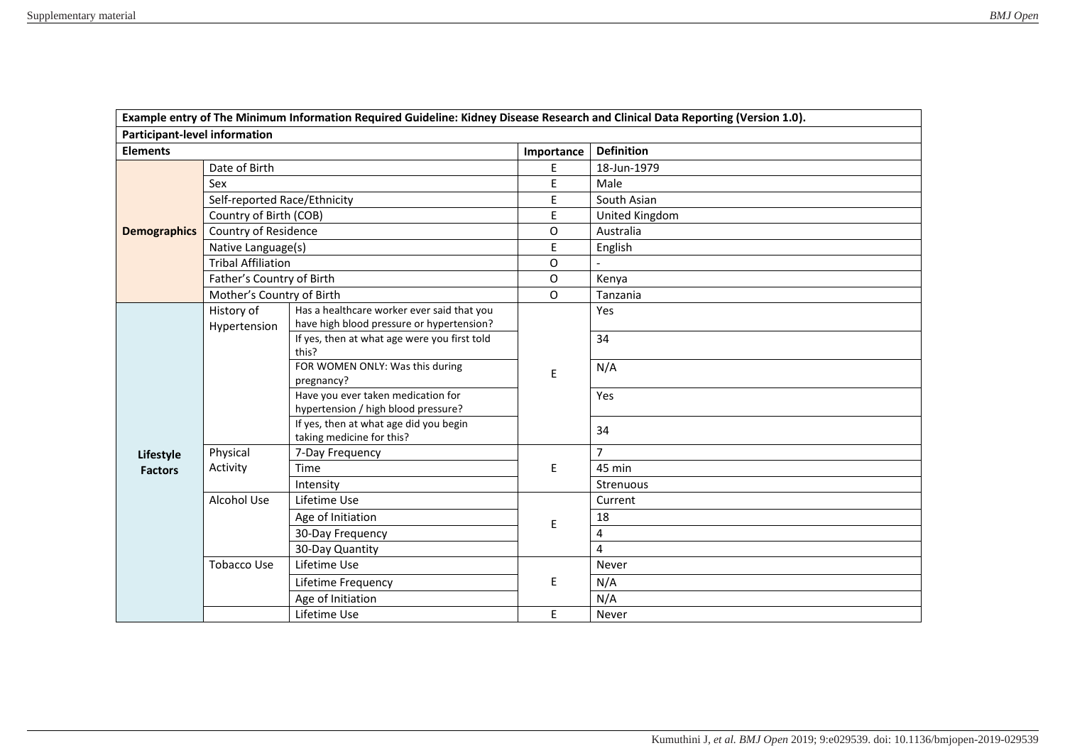| Example entry of The Minimum Information Required Guideline: Kidney Disease Research and Clinical Data Reporting (Version 1.0). | | | | |
|---|---|---|---|---|
| **Participant-level information** | | | | |
| **Elements** | | | **Importance** | **Definition** |
| **Demographics** | Date of Birth | | E | 18-Jun-1979 |
| | Sex | | E | Male |
| | Self-reported Race/Ethnicity | | E | South Asian |
| | Country of Birth (COB) | | E | United Kingdom |
| | Country of Residence | | O | Australia |
| | Native Language(s) | | E | English |
| | Tribal Affiliation | | O | - |
| | Father's Country of Birth | | O | Kenya |
| | Mother's Country of Birth | | O | Tanzania |
| **Lifestyle Factors** | History of Hypertension | Has a healthcare worker ever said that you have high blood pressure or hypertension? | E | Yes |
| | | If yes, then at what age were you first told this? | | 34 |
| | | FOR WOMEN ONLY: Was this during pregnancy? | | N/A |
| | | Have you ever taken medication for hypertension / high blood pressure? | | Yes |
| | | If yes, then at what age did you begin taking medicine for this? | | 34 |
| | Physical Activity | 7-Day Frequency | E | 7 |
| | | Time | | 45 min |
| | | Intensity | | Strenuous |
| | Alcohol Use | Lifetime Use | E | Current |
| | | Age of Initiation | | 18 |
| | | 30-Day Frequency | | 4 |
| | | 30-Day Quantity | | 4 |
| | Tobacco Use | Lifetime Use | E | Never |
| | | Lifetime Frequency | | N/A |
| | | Age of Initiation | | N/A |
| | | Lifetime Use | E | Never |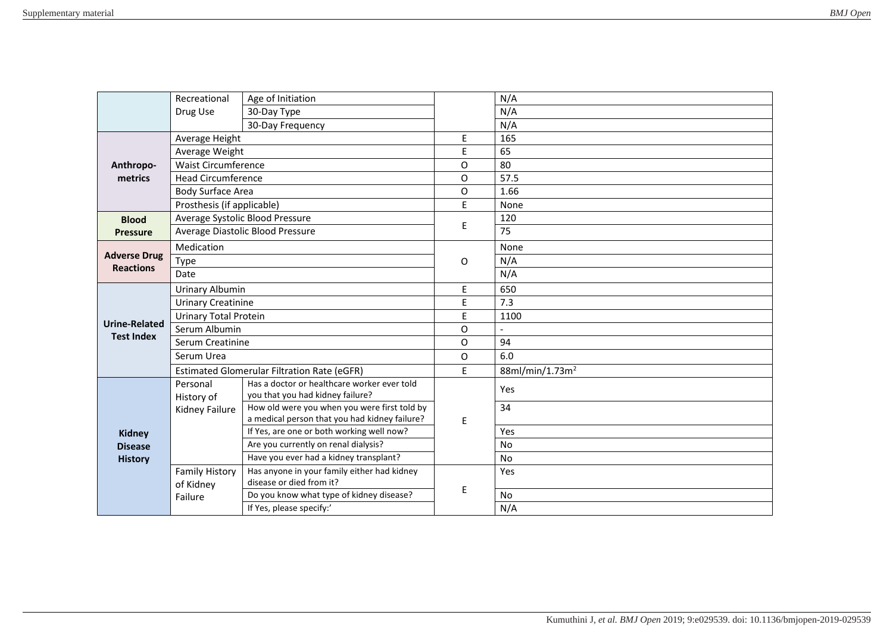| | | | | |
|---|---|---|---|---|
| | Recreational Drug Use | Age of Initiation | | N/A |
| | | 30-Day Type | | N/A |
| | | 30-Day Frequency | | N/A |
| **Anthropo-metrics** | Average Height | | E | 165 |
| | Average Weight | | E | 65 |
| | Waist Circumference | | O | 80 |
| | Head Circumference | | O | 57.5 |
| | Body Surface Area | | O | 1.66 |
| | Prosthesis (if applicable) | | E | None |
| **Blood Pressure** | Average Systolic Blood Pressure | | E | 120 |
| | Average Diastolic Blood Pressure | | | 75 |
| **Adverse Drug Reactions** | Medication | | O | None |
| | Type | | | N/A |
| | Date | | | N/A |
| **Urine-Related Test Index** | Urinary Albumin | | E | 650 |
| | Urinary Creatinine | | E | 7.3 |
| | Urinary Total Protein | | E | 1100 |
| | Serum Albumin | | O | - |
| | Serum Creatinine | | O | 94 |
| | Serum Urea | | O | 6.0 |
| | Estimated Glomerular Filtration Rate (eGFR) | | E | 88ml/min/1.73m$^2$ |
| **Kidney Disease History** | Personal History of Kidney Failure | Has a doctor or healthcare worker ever told you that you had kidney failure? | E | Yes |
| | | How old were you when you were first told by a medical person that you had kidney failure? | | 34 |
| | | If Yes, are one or both working well now? | | Yes |
| | | Are you currently on renal dialysis? | | No |
| | | Have you ever had a kidney transplant? | | No |
| | Family History of Kidney Failure | Has anyone in your family either had kidney disease or died from it? | E | Yes |
| | | Do you know what type of kidney disease? | | No |
| | | If Yes, please specify:' | | N/A |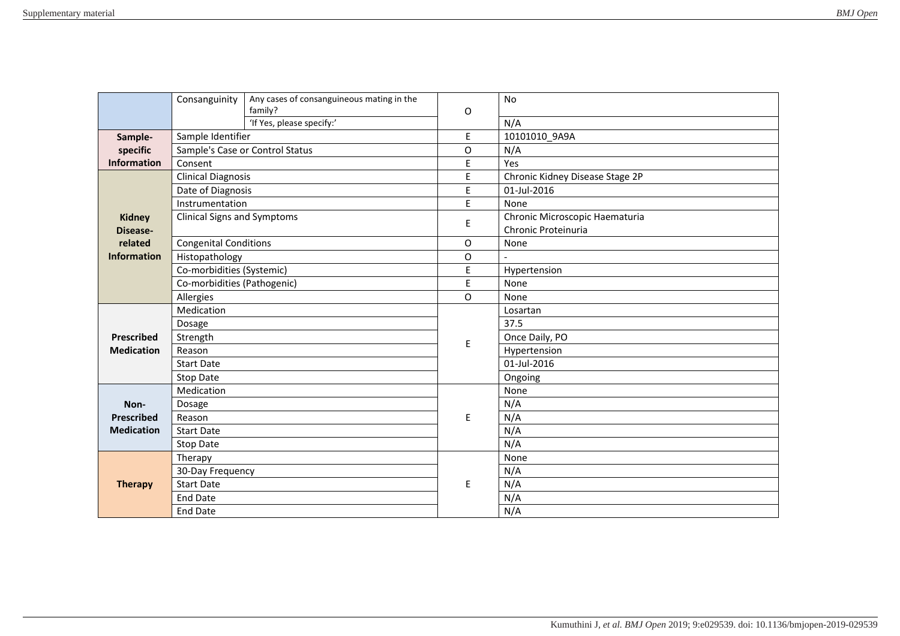| | | | | |
|---|---|---|---|---|
| | Consanguinity | Any cases of consanguineous mating in the family? | O | No |
| | | 'If Yes, please specify:' | | N/A |
| **Sample-specific Information** | Sample Identifier | | E | 10101010_9A9A |
| | Sample's Case or Control Status | | O | N/A |
| | Consent | | E | Yes |
| **Kidney Disease-related Information** | Clinical Diagnosis | | E | Chronic Kidney Disease Stage 2P |
| | Date of Diagnosis | | E | 01-Jul-2016 |
| | Instrumentation | | E | None |
| | Clinical Signs and Symptoms | | E | Chronic Microscopic Haematuria<br>Chronic Proteinuria |
| | Congenital Conditions | | O | None |
| | Histopathology | | O | - |
| | Co-morbidities (Systemic) | | E | Hypertension |
| | Co-morbidities (Pathogenic) | | E | None |
| | Allergies | | O | None |
| **Prescribed Medication** | Medication | | E | Losartan |
| | Dosage | | | 37.5 |
| | Strength | | | Once Daily, PO |
| | Reason | | | Hypertension |
| | Start Date | | | 01-Jul-2016 |
| | Stop Date | | | Ongoing |
| **Non-Prescribed Medication** | Medication | | E | None |
| | Dosage | | | N/A |
| | Reason | | | N/A |
| | Start Date | | | N/A |
| | Stop Date | | | N/A |
| **Therapy** | Therapy | | E | None |
| | 30-Day Frequency | | | N/A |
| | Start Date | | | N/A |
| | End Date | | | N/A |
| | End Date | | | N/A |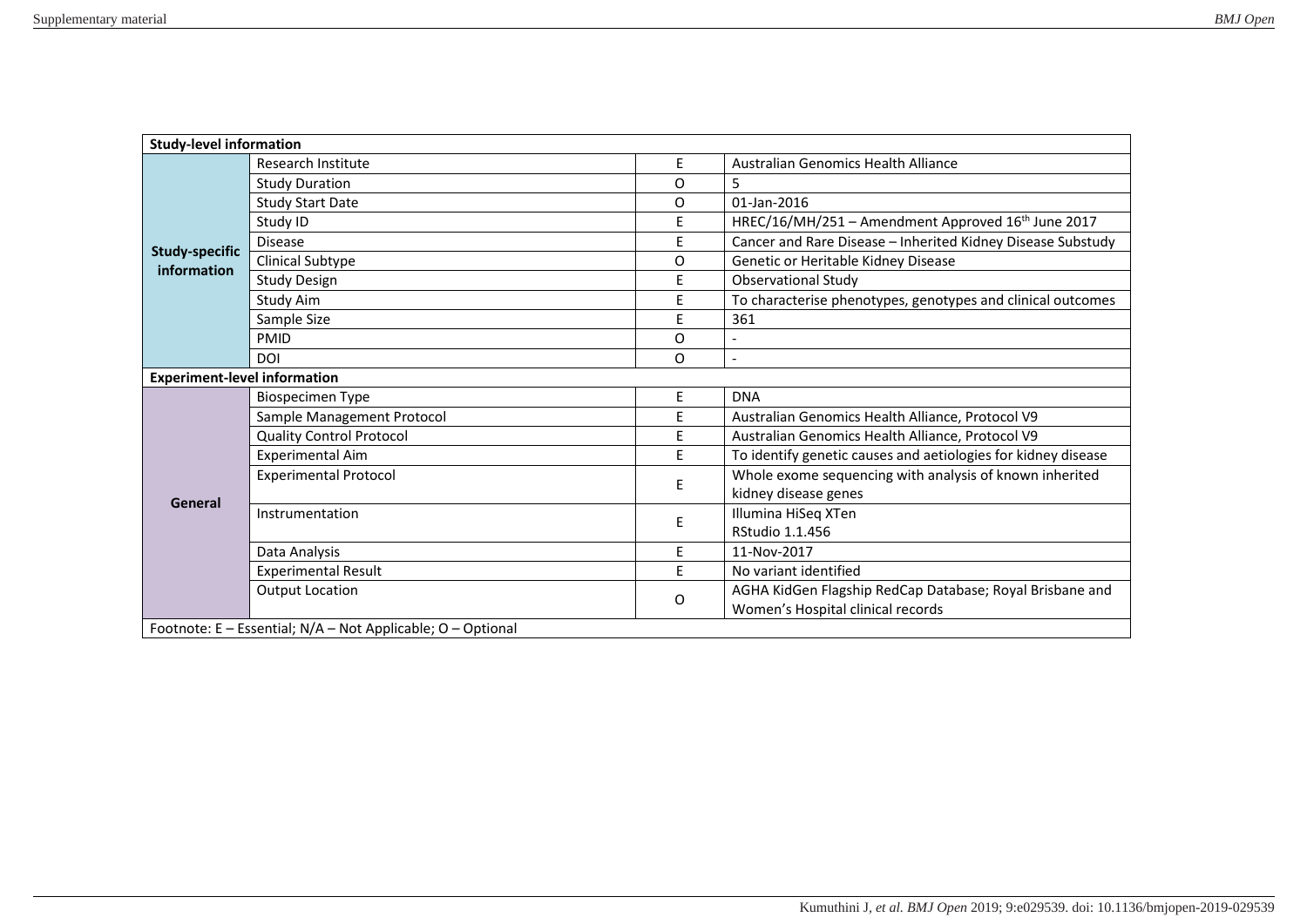| | | | |
|---|---|---|---|
| **Study-level information** | | | |
| **Study-specific information** | Research Institute | E | Australian Genomics Health Alliance |
| | Study Duration | O | 5 |
| | Study Start Date | O | 01-Jan-2016 |
| | Study ID | E | HREC/16/MH/251 – Amendment Approved 16th June 2017 |
| | Disease | E | Cancer and Rare Disease – Inherited Kidney Disease Substudy |
| | Clinical Subtype | O | Genetic or Heritable Kidney Disease |
| | Study Design | E | Observational Study |
| | Study Aim | E | To characterise phenotypes, genotypes and clinical outcomes |
| | Sample Size | E | 361 |
| | PMID | O | - |
| | DOI | O | - |
| **Experiment-level information** | | | |
| **General** | Biospecimen Type | E | DNA |
| | Sample Management Protocol | E | Australian Genomics Health Alliance, Protocol V9 |
| | Quality Control Protocol | E | Australian Genomics Health Alliance, Protocol V9 |
| | Experimental Aim | E | To identify genetic causes and aetiologies for kidney disease |
| | Experimental Protocol | E | Whole exome sequencing with analysis of known inherited kidney disease genes |
| | Instrumentation | E | Illumina HiSeq XTen<br>RStudio 1.1.456 |
| | Data Analysis | E | 11-Nov-2017 |
| | Experimental Result | E | No variant identified |
| | Output Location | O | AGHA KidGen Flagship RedCap Database; Royal Brisbane and Women's Hospital clinical records |
| Footnote: E – Essential; N/A – Not Applicable; O – Optional | | | |